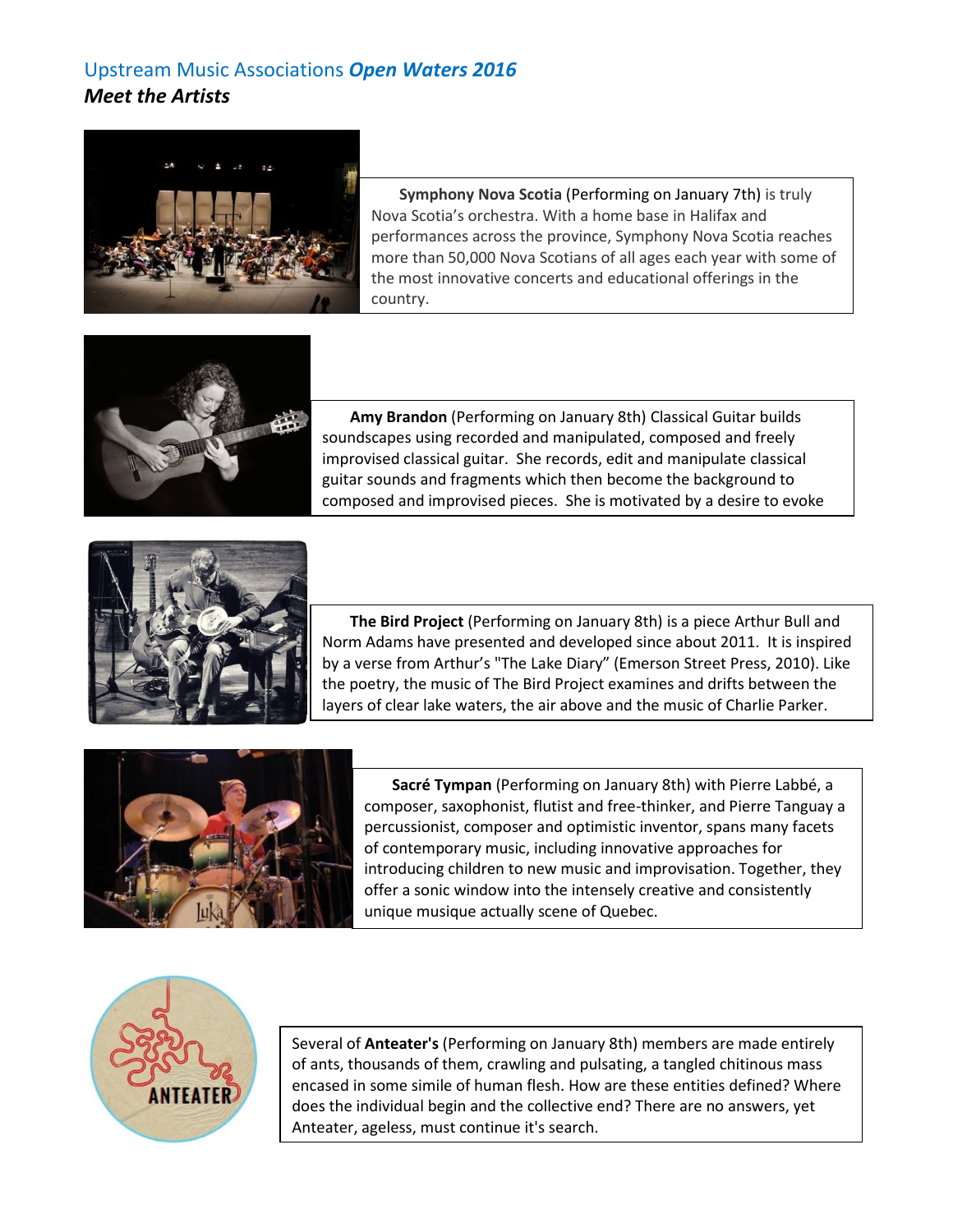Upstream Music Associations ***Open Waters 2016***

***Meet the Artists***

**Symphony Nova Scotia** (Performing on January 7th) is truly Nova Scotia's orchestra. With a home base in Halifax and performances across the province, Symphony Nova Scotia reaches more than 50,000 Nova Scotians of all ages each year with some of the most innovative concerts and educational offerings in the country.

**Amy Brandon** (Performing on January 8th) Classical Guitar builds soundscapes using recorded and manipulated, composed and freely improvised classical guitar. She records, edit and manipulate classical guitar sounds and fragments which then become the background to composed and improvised pieces. She is motivated by a desire to evoke

**The Bird Project** (Performing on January 8th) is a piece Arthur Bull and Norm Adams have presented and developed since about 2011. It is inspired by a verse from Arthur's "The Lake Diary" (Emerson Street Press, 2010). Like the poetry, the music of The Bird Project examines and drifts between the layers of clear lake waters, the air above and the music of Charlie Parker.

**Sacré Tympan** (Performing on January 8th) with Pierre Labbé, a composer, saxophonist, flutist and free-thinker, and Pierre Tanguay a percussionist, composer and optimistic inventor, spans many facets of contemporary music, including innovative approaches for introducing children to new music and improvisation. Together, they offer a sonic window into the intensely creative and consistently unique musique actually scene of Quebec.

Several of **Anteater's** (Performing on January 8th) members are made entirely of ants, thousands of them, crawling and pulsating, a tangled chitinous mass encased in some simile of human flesh. How are these entities defined? Where does the individual begin and the collective end? There are no answers, yet Anteater, ageless, must continue it's search.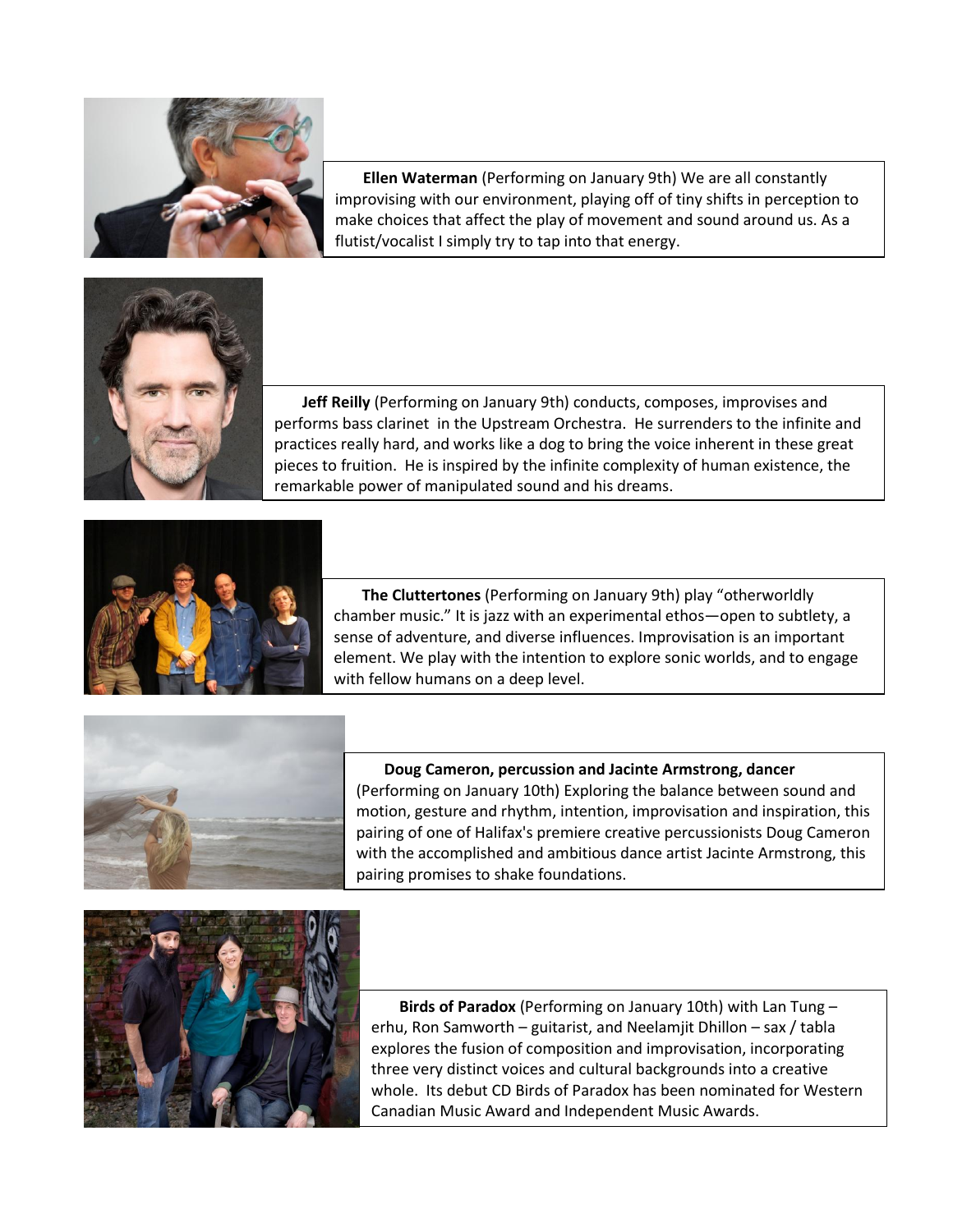**Ellen Waterman** (Performing on January 9th) We are all constantly improvising with our environment, playing off of tiny shifts in perception to make choices that affect the play of movement and sound around us. As a flutist/vocalist I simply try to tap into that energy.

**Jeff Reilly** (Performing on January 9th) conducts, composes, improvises and performs bass clarinet in the Upstream Orchestra. He surrenders to the infinite and practices really hard, and works like a dog to bring the voice inherent in these great pieces to fruition. He is inspired by the infinite complexity of human existence, the remarkable power of manipulated sound and his dreams.

**The Cluttertones** (Performing on January 9th) play "otherworldly chamber music." It is jazz with an experimental ethos—open to subtlety, a sense of adventure, and diverse influences. Improvisation is an important element. We play with the intention to explore sonic worlds, and to engage with fellow humans on a deep level.

**Doug Cameron, percussion and Jacinte Armstrong, dancer** (Performing on January 10th) Exploring the balance between sound and motion, gesture and rhythm, intention, improvisation and inspiration, this pairing of one of Halifax's premiere creative percussionists Doug Cameron with the accomplished and ambitious dance artist Jacinte Armstrong, this pairing promises to shake foundations.

**Birds of Paradox** (Performing on January 10th) with Lan Tung – erhu, Ron Samworth – guitarist, and Neelamjit Dhillon – sax / tabla explores the fusion of composition and improvisation, incorporating three very distinct voices and cultural backgrounds into a creative whole. Its debut CD Birds of Paradox has been nominated for Western Canadian Music Award and Independent Music Awards.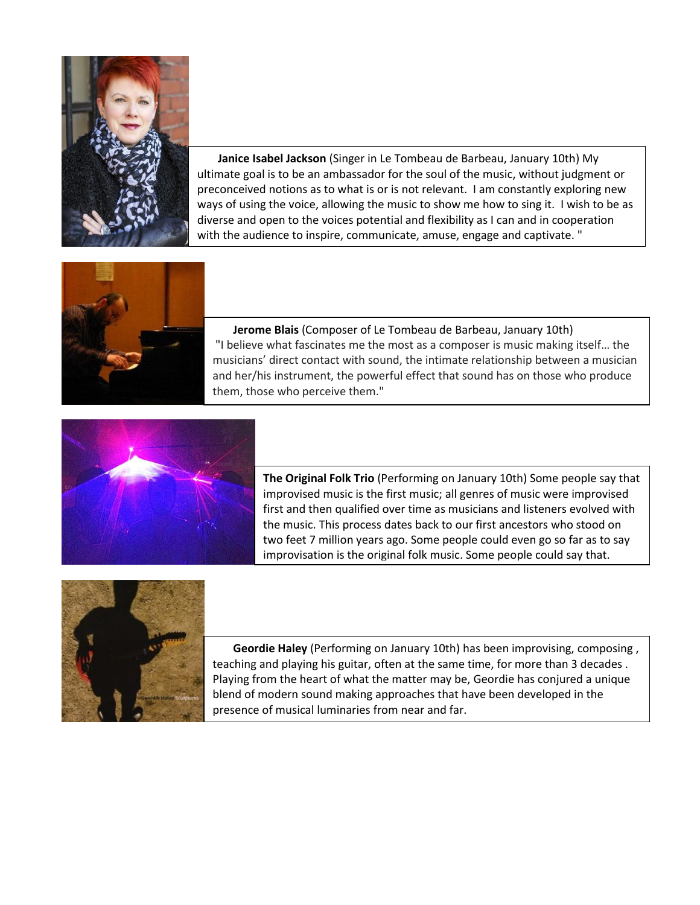**Janice Isabel Jackson** (Singer in Le Tombeau de Barbeau, January 10th) My ultimate goal is to be an ambassador for the soul of the music, without judgment or preconceived notions as to what is or is not relevant. I am constantly exploring new ways of using the voice, allowing the music to show me how to sing it. I wish to be as diverse and open to the voices potential and flexibility as I can and in cooperation with the audience to inspire, communicate, amuse, engage and captivate. "

**Jerome Blais** (Composer of Le Tombeau de Barbeau, January 10th) "I believe what fascinates me the most as a composer is music making itself… the musicians' direct contact with sound, the intimate relationship between a musician and her/his instrument, the powerful effect that sound has on those who produce them, those who perceive them."

**The Original Folk Trio** (Performing on January 10th) Some people say that improvised music is the first music; all genres of music were improvised first and then qualified over time as musicians and listeners evolved with the music. This process dates back to our first ancestors who stood on two feet 7 million years ago. Some people could even go so far as to say improvisation is the original folk music. Some people could say that.

**Geordie Haley** (Performing on January 10th) has been improvising, composing , teaching and playing his guitar, often at the same time, for more than 3 decades . Playing from the heart of what the matter may be, Geordie has conjured a unique blend of modern sound making approaches that have been developed in the presence of musical luminaries from near and far.